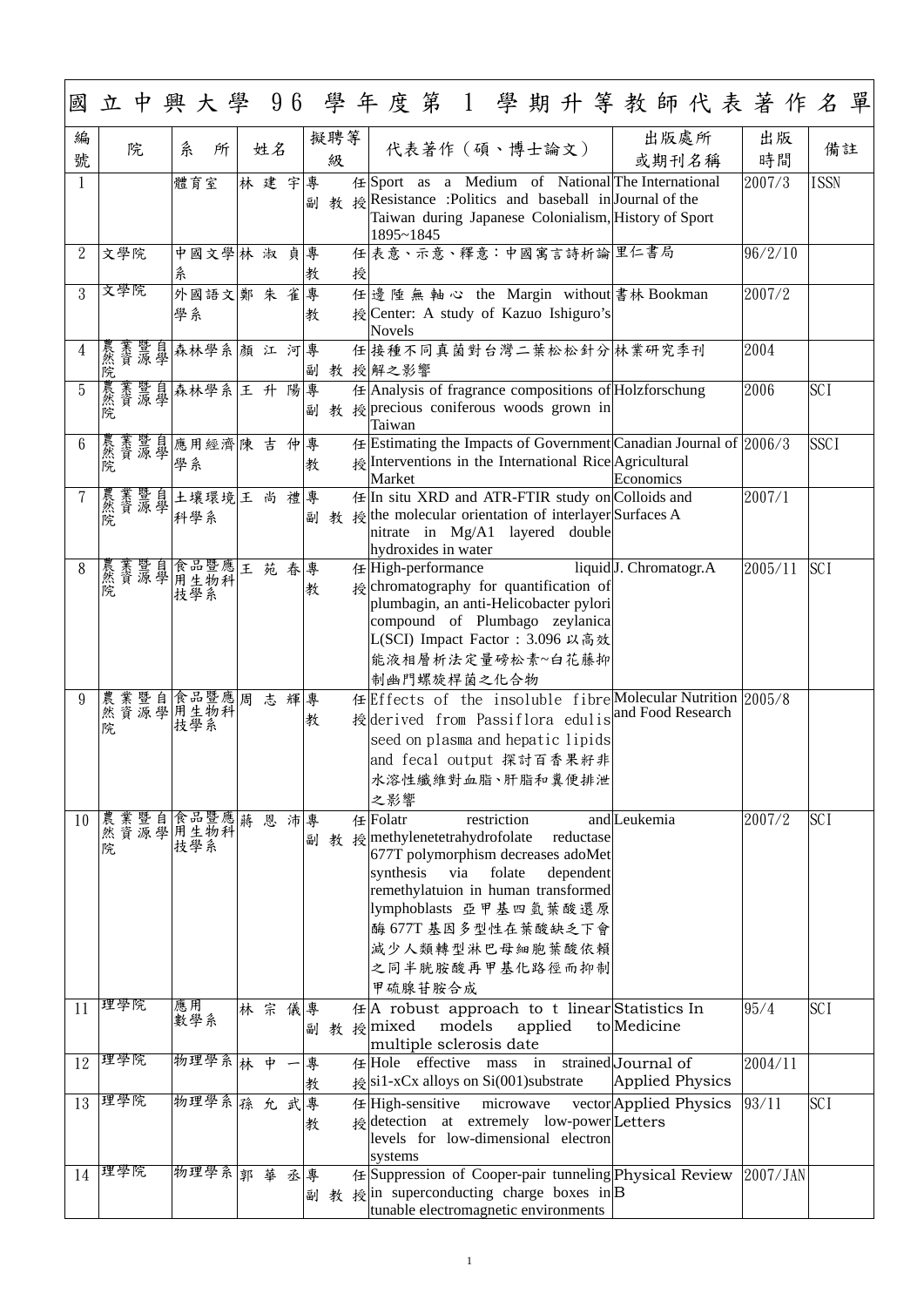# 國立中興大學 96 學年度第 1 學期升等教師代表著作名單

| 編號 | 院 | 系所 | 姓名 | 擬聘等級 | 代表著作（碩、博士論文） | 出版處所或期刊名稱 | 出版時間 | 備註 |
|---|---|---|---|---|---|---|---|---|
| 1 | | 體育室 | 林建宇 | 專任副教授 | Sport as a Medium of National Resistance :Politics and baseball in Taiwan during Japanese Colonialism, 1895~1845 | The International Journal of the History of Sport | 2007/3 | ISSN |
| 2 | 文學院 | 中國文學系 | 林淑貞 | 專任教授 | 表意、示意、釋意：中國寓言詩析論 | 里仁書局 | 96/2/10 | |
| 3 | 文學院 | 外國語文學系 | 鄭朱雀 | 專任教授 | 邊陲無軸心 the Margin without Center: A study of Kazuo Ishiguro's Novels | 書林 Bookman | 2007/2 | |
| 4 | 農業暨自然資源學院 | 森林學系 | 顏江河 | 專任副教授 | 接種不同真菌對台灣二葉松松針分解之影響 | 林業研究季刊 | 2004 | |
| 5 | 農業暨自然資源學院 | 森林學系 | 王升陽 | 專任副教授 | Analysis of fragrance compositions of precious coniferous woods grown in Taiwan | Holzforschung | 2006 | SCI |
| 6 | 農業暨自然資源學院 | 應用經濟學系 | 陳吉仲 | 專任教授 | Estimating the Impacts of Government Interventions in the International Rice Market | Canadian Journal of Agricultural Economics | 2006/3 | SSCI |
| 7 | 農業暨自然資源學院 | 土壤環境科學系 | 王尚禮 | 專任副教授 | In situ XRD and ATR-FTIR study on the molecular orientation of interlayer nitrate in Mg/A1 layered double hydroxides in water | Colloids and Surfaces A | 2007/1 | |
| 8 | 農業暨自然資源學院 | 食品暨應用生物科技學系 | 王苑春 | 專任教授 | High-performance liquid chromatography for quantification of plumbagin, an anti-Helicobacter pylori compound of Plumbago zeylanica L(SCI) Impact Factor : 3.096 以高效能液相層析法定量磅松素~白花藤抑制幽門螺旋桿菌之化合物 | J. Chromatogr.A | 2005/11 | SCI |
| 9 | 農業暨自然資源學院 | 食品暨應用生物科技學系 | 周志輝 | 專任教授 | Effects of the insoluble fibre derived from Passiflora edulis seed on plasma and hepatic lipids and fecal output 探討百香果籽非水溶性纖維對血脂、肝脂和糞便排泄之影響 | Molecular Nutrition and Food Research | 2005/8 | |
| 10 | 農業暨自然資源學院 | 食品暨應用生物科技學系 | 蔣恩沛 | 專任副教授 | Folatr restriction and methylenetetrahydrofolate reductase 677T polymorphism decreases adoMet synthesis via folate dependent remethylatuion in human transformed lymphoblasts 亞甲基四氫葉酸還原酶 677T 基因多型性在葉酸缺乏下會減少人類轉型淋巴母細胞葉酸依賴之同半胱胺酸再甲基化路徑而抑制甲硫腺苷胺合成 | Leukemia | 2007/2 | SCI |
| 11 | 理學院 | 應用數學系 | 林宗儀 | 專任副教授 | A robust approach to t linear mixed models applied to multiple sclerosis date | Statistics In Medicine | 95/4 | SCI |
| 12 | 理學院 | 物理學系 | 林中一 | 專任教授 | Hole effective mass in strained si1-xCx alloys on Si(001)substrate | Journal of Applied Physics | 2004/11 | |
| 13 | 理學院 | 物理學系 | 孫允武 | 專任教授 | High-sensitive microwave vector detection at extremely low-power levels for low-dimensional electron systems | Applied Physics Letters | 93/11 | SCI |
| 14 | 理學院 | 物理學系 | 郭華丞 | 專任副教授 | Suppression of Cooper-pair tunneling in superconducting charge boxes in tunable electromagnetic environments | Physical Review B | 2007/JAN | |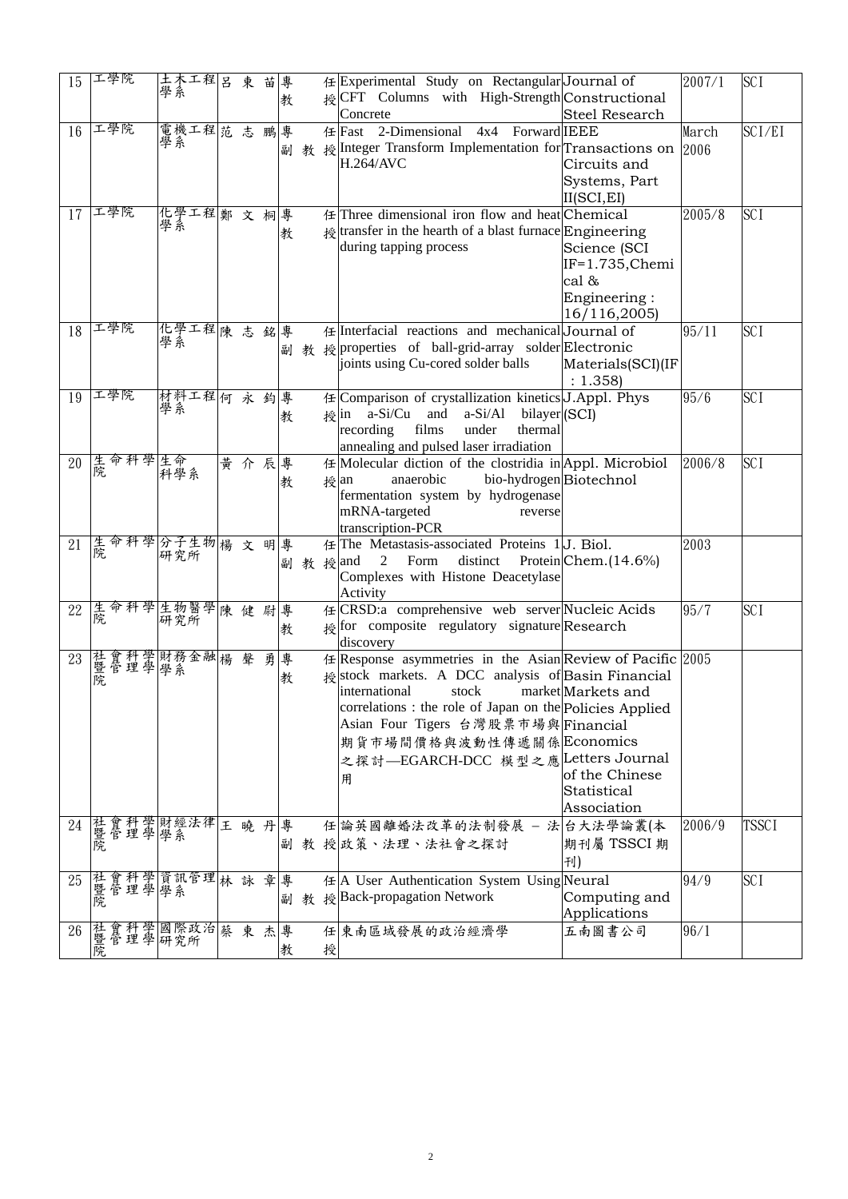| | | | | | | | | |
|---|---|---|---|---|---|---|---|---|
| 15 | 工學院 | 土木工程學系 | 呂東苗 | 專任教授 | Experimental Study on Rectangular CFT Columns with High-Strength Concrete | Journal of Constructional Steel Research | 2007/1 | SCI |
| 16 | 工學院 | 電機工程學系 | 范志鵬 | 專任副教授 | Fast 2-Dimensional 4x4 Forward Integer Transform Implementation for H.264/AVC | IEEE Transactions on Circuits and Systems, Part II(SCI,EI) | March 2006 | SCI/EI |
| 17 | 工學院 | 化學工程學系 | 鄭文桐 | 專任教授 | Three dimensional iron flow and heat transfer in the hearth of a blast furnace during tapping process | Chemical Engineering Science (SCI IF=1.735,Chemical & Engineering : 16/116,2005) | 2005/8 | SCI |
| 18 | 工學院 | 化學工程學系 | 陳志銘 | 專任副教授 | Interfacial reactions and mechanical properties of ball-grid-array solder joints using Cu-cored solder balls | Journal of Electronic Materials(SCI)(IF : 1.358) | 95/11 | SCI |
| 19 | 工學院 | 材料工程學系 | 何永鈞 | 專任教授 | Comparison of crystallization kinetics in a-Si/Cu and a-Si/Al bilayer recording films under thermal annealing and pulsed laser irradiation | J.Appl. Phys (SCI) | 95/6 | SCI |
| 20 | 生命科學院 | 生命科學系 | 黃介辰 | 專任教授 | Molecular diction of the clostridia in an anaerobic bio-hydrogen fermentation system by hydrogenase mRNA-targeted reverse transcription-PCR | Appl. Microbiol Biotechnol | 2006/8 | SCI |
| 21 | 生命科學院 | 分子生物研究所 | 楊文明 | 專任副教授 | The Metastasis-associated Proteins 1 and 2 Form distinct Protein Complexes with Histone Deacetylase Activity | J. Biol. Chem.(14.6%) | 2003 | |
| 22 | 生命科學院 | 生物醫學研究所 | 陳健尉 | 專任教授 | CRSD:a comprehensive web server for composite regulatory signature discovery | Nucleic Acids Research | 95/7 | SCI |
| 23 | 社會科學暨管理學院 | 財務金融學系 | 楊聲勇 | 專任教授 | Response asymmetries in the Asian stock markets. A DCC analysis of international stock market correlations : the role of Japan on the Asian Four Tigers 台灣股票市場與期貨市場間價格與波動性傳遞關係之探討—EGARCH-DCC 模型之應用 | Review of Pacific Basin Financial Markets and Policies Applied Financial Economics Letters Journal of the Chinese Statistical Association | 2005 | |
| 24 | 社會科學暨管理學院 | 財經法律學系 | 王曉丹 | 專任副教授 | 論英國離婚法改革的法制發展 – 法政策、法理、法社會之探討 | 台大法學論叢(本期刊屬 TSSCI 期刊) | 2006/9 | TSSCI |
| 25 | 社會科學暨管理學院 | 資訊管理學系 | 林詠章 | 專任副教授 | A User Authentication System Using Back-propagation Network | Neural Computing and Applications | 94/9 | SCI |
| 26 | 社會科學暨管理學院 | 國際政治研究所 | 蔡東杰 | 專任教授 | 東南區域發展的政治經濟學 | 五南圖書公司 | 96/1 | |